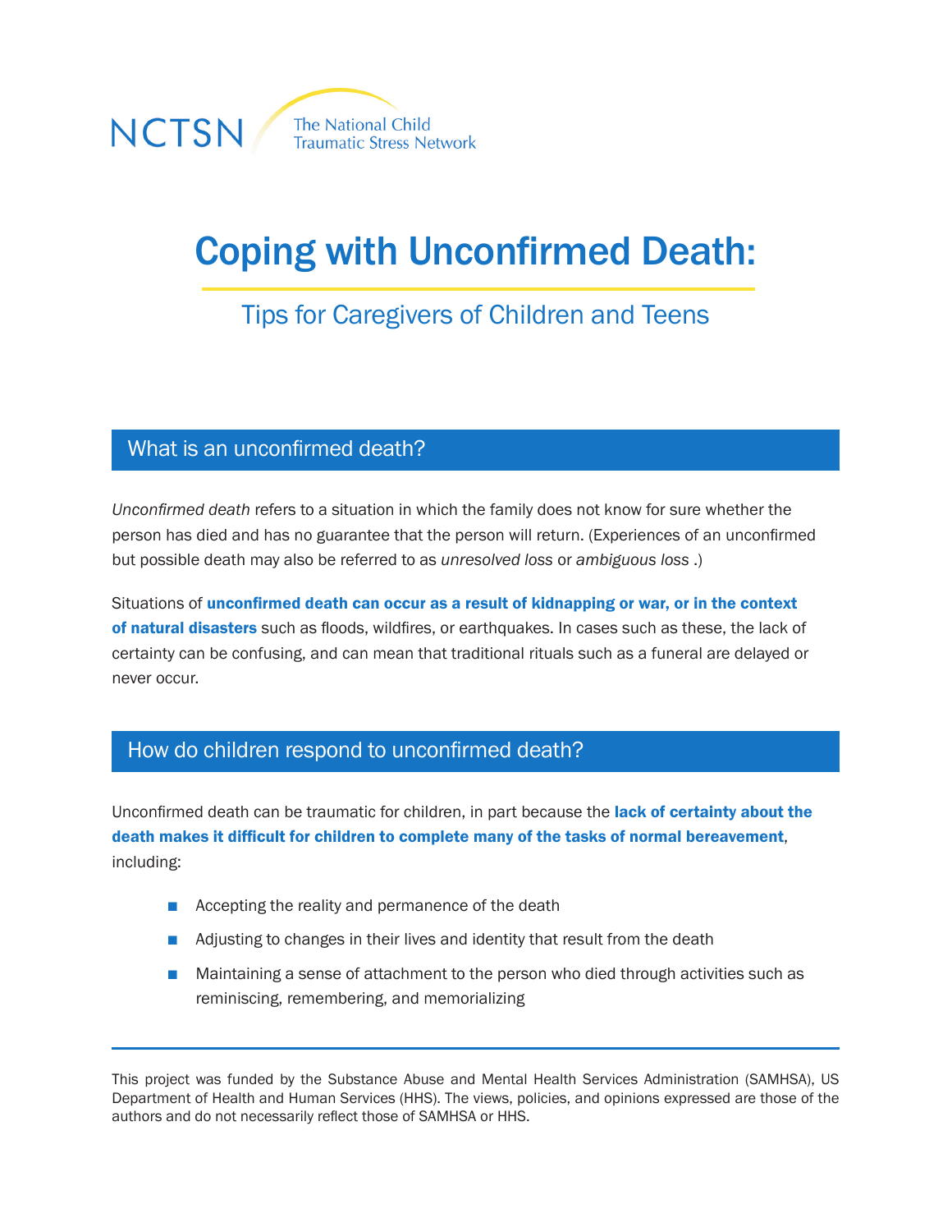NCTSN The National Child Traumatic Stress Network

# Coping with Unconfirmed Death:

## Tips for Caregivers of Children and Teens

## What is an unconfirmed death?

*Unconfirmed death* refers to a situation in which the family does not know for sure whether the person has died and has no guarantee that the person will return. (Experiences of an unconfirmed but possible death may also be referred to as *unresolved loss* or *ambiguous loss* .)

Situations of **unconfirmed death can occur as a result of kidnapping or war, or in the context of natural disasters** such as floods, wildfires, or earthquakes. In cases such as these, the lack of certainty can be confusing, and can mean that traditional rituals such as a funeral are delayed or never occur.

## How do children respond to unconfirmed death?

Unconfirmed death can be traumatic for children, in part because the **lack of certainty about the death makes it difficult for children to complete many of the tasks of normal bereavement**, including:

- Accepting the reality and permanence of the death
- Adjusting to changes in their lives and identity that result from the death
- Maintaining a sense of attachment to the person who died through activities such as reminiscing, remembering, and memorializing

---

This project was funded by the Substance Abuse and Mental Health Services Administration (SAMHSA), US Department of Health and Human Services (HHS). The views, policies, and opinions expressed are those of the authors and do not necessarily reflect those of SAMHSA or HHS.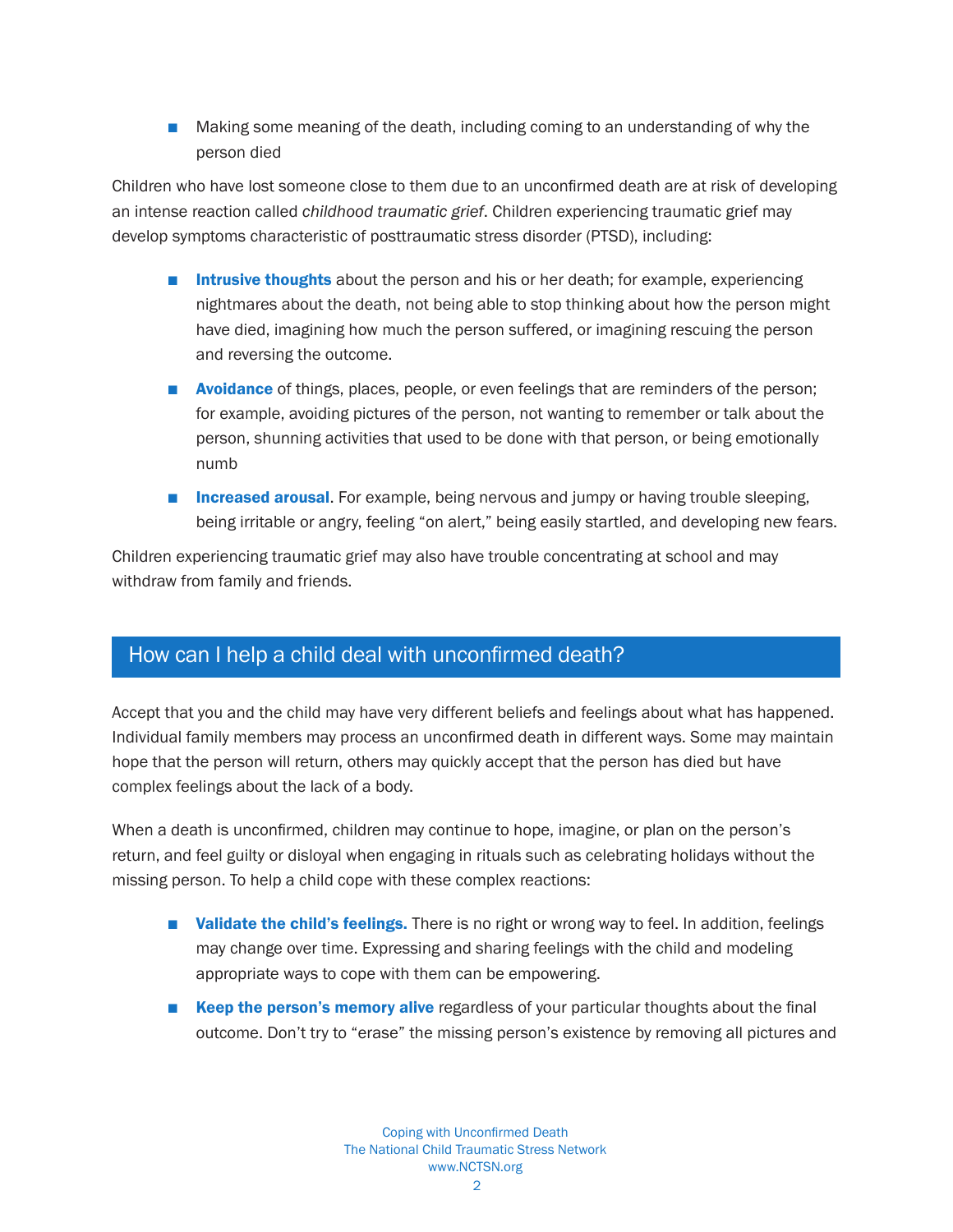- Making some meaning of the death, including coming to an understanding of why the person died

Children who have lost someone close to them due to an unconfirmed death are at risk of developing an intense reaction called *childhood traumatic grief*. Children experiencing traumatic grief may develop symptoms characteristic of posttraumatic stress disorder (PTSD), including:

- **Intrusive thoughts** about the person and his or her death; for example, experiencing nightmares about the death, not being able to stop thinking about how the person might have died, imagining how much the person suffered, or imagining rescuing the person and reversing the outcome.
- **Avoidance** of things, places, people, or even feelings that are reminders of the person; for example, avoiding pictures of the person, not wanting to remember or talk about the person, shunning activities that used to be done with that person, or being emotionally numb
- **Increased arousal**. For example, being nervous and jumpy or having trouble sleeping, being irritable or angry, feeling "on alert," being easily startled, and developing new fears.

Children experiencing traumatic grief may also have trouble concentrating at school and may withdraw from family and friends.

## How can I help a child deal with unconfirmed death?

Accept that you and the child may have very different beliefs and feelings about what has happened. Individual family members may process an unconfirmed death in different ways. Some may maintain hope that the person will return, others may quickly accept that the person has died but have complex feelings about the lack of a body.

When a death is unconfirmed, children may continue to hope, imagine, or plan on the person's return, and feel guilty or disloyal when engaging in rituals such as celebrating holidays without the missing person. To help a child cope with these complex reactions:

- **Validate the child's feelings.** There is no right or wrong way to feel. In addition, feelings may change over time. Expressing and sharing feelings with the child and modeling appropriate ways to cope with them can be empowering.
- **Keep the person's memory alive** regardless of your particular thoughts about the final outcome. Don't try to "erase" the missing person's existence by removing all pictures and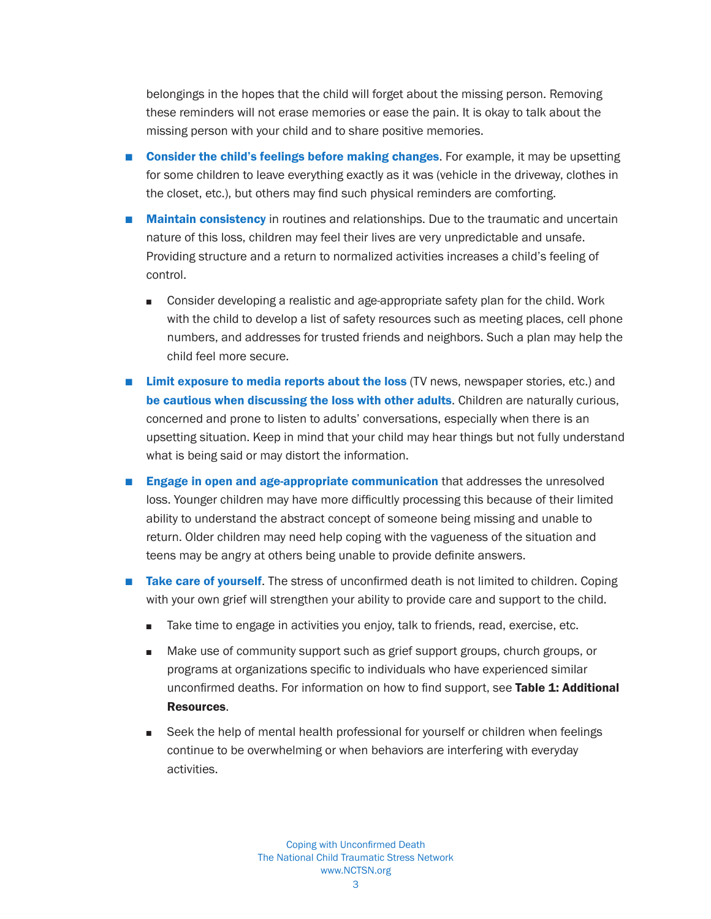belongings in the hopes that the child will forget about the missing person. Removing these reminders will not erase memories or ease the pain. It is okay to talk about the missing person with your child and to share positive memories.

- **Consider the child's feelings before making changes**. For example, it may be upsetting for some children to leave everything exactly as it was (vehicle in the driveway, clothes in the closet, etc.), but others may find such physical reminders are comforting.
- **Maintain consistency** in routines and relationships. Due to the traumatic and uncertain nature of this loss, children may feel their lives are very unpredictable and unsafe. Providing structure and a return to normalized activities increases a child's feeling of control.
  - Consider developing a realistic and age-appropriate safety plan for the child. Work with the child to develop a list of safety resources such as meeting places, cell phone numbers, and addresses for trusted friends and neighbors. Such a plan may help the child feel more secure.
- **Limit exposure to media reports about the loss** (TV news, newspaper stories, etc.) and **be cautious when discussing the loss with other adults**. Children are naturally curious, concerned and prone to listen to adults' conversations, especially when there is an upsetting situation. Keep in mind that your child may hear things but not fully understand what is being said or may distort the information.
- **Engage in open and age-appropriate communication** that addresses the unresolved loss. Younger children may have more difficultly processing this because of their limited ability to understand the abstract concept of someone being missing and unable to return. Older children may need help coping with the vagueness of the situation and teens may be angry at others being unable to provide definite answers.
- **Take care of yourself**. The stress of unconfirmed death is not limited to children. Coping with your own grief will strengthen your ability to provide care and support to the child.
  - Take time to engage in activities you enjoy, talk to friends, read, exercise, etc.
  - Make use of community support such as grief support groups, church groups, or programs at organizations specific to individuals who have experienced similar unconfirmed deaths. For information on how to find support, see **Table 1: Additional Resources**.
  - Seek the help of mental health professional for yourself or children when feelings continue to be overwhelming or when behaviors are interfering with everyday activities.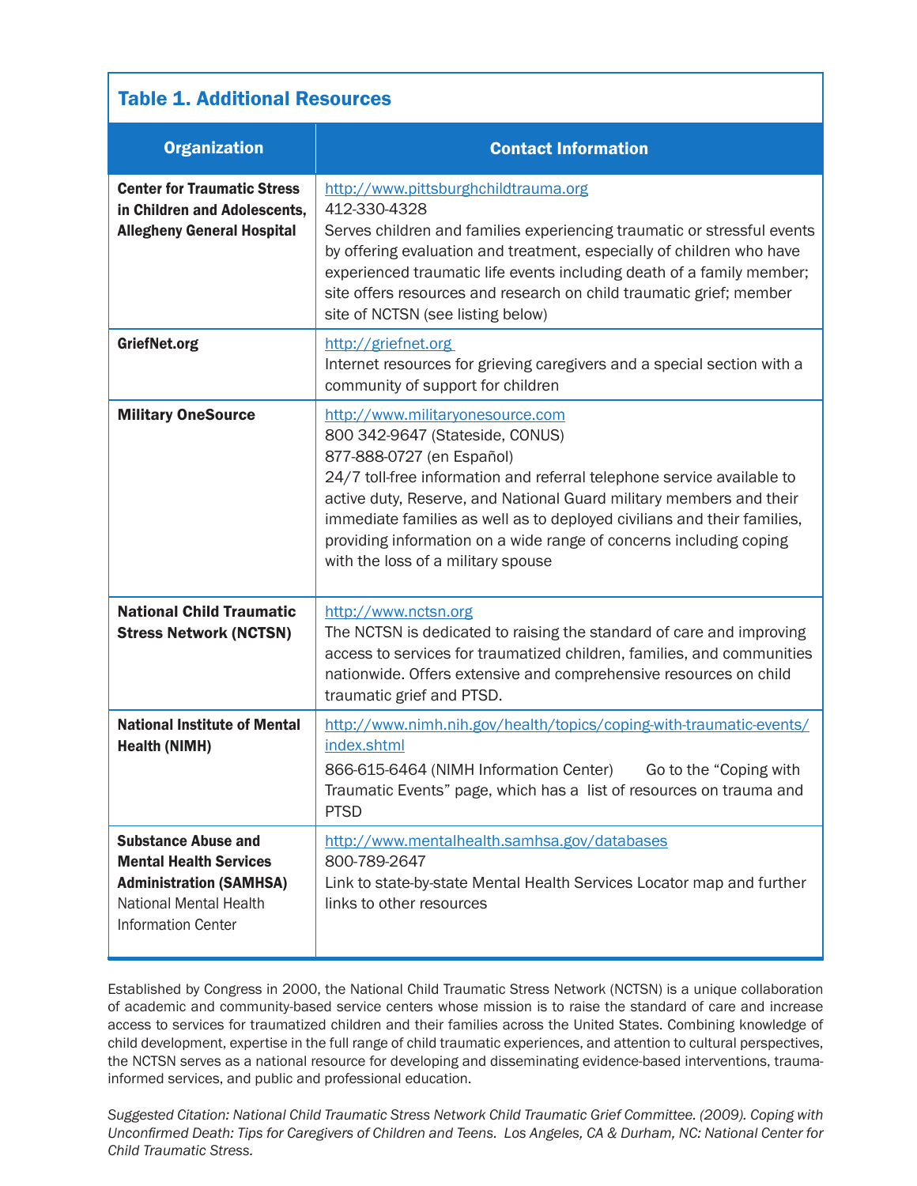## Table 1. Additional Resources

| Organization | Contact Information |
|---|---|
| **Center for Traumatic Stress in Children and Adolescents, Allegheny General Hospital** | http://www.pittsburghchildtrauma.org<br>412-330-4328<br>Serves children and families experiencing traumatic or stressful events by offering evaluation and treatment, especially of children who have experienced traumatic life events including death of a family member; site offers resources and research on child traumatic grief; member site of NCTSN (see listing below) |
| **GriefNet.org** | http://griefnet.org<br>Internet resources for grieving caregivers and a special section with a community of support for children |
| **Military OneSource** | http://www.militaryonesource.com<br>800 342-9647 (Stateside, CONUS)<br>877-888-0727 (en Español)<br>24/7 toll-free information and referral telephone service available to active duty, Reserve, and National Guard military members and their immediate families as well as to deployed civilians and their families, providing information on a wide range of concerns including coping with the loss of a military spouse |
| **National Child Traumatic Stress Network (NCTSN)** | http://www.nctsn.org<br>The NCTSN is dedicated to raising the standard of care and improving access to services for traumatized children, families, and communities nationwide. Offers extensive and comprehensive resources on child traumatic grief and PTSD. |
| **National Institute of Mental Health (NIMH)** | http://www.nimh.nih.gov/health/topics/coping-with-traumatic-events/index.shtml<br>866-615-6464 (NIMH Information Center) Go to the "Coping with Traumatic Events" page, which has a list of resources on trauma and PTSD |
| **Substance Abuse and Mental Health Services Administration (SAMHSA)** National Mental Health Information Center | http://www.mentalhealth.samhsa.gov/databases<br>800-789-2647<br>Link to state-by-state Mental Health Services Locator map and further links to other resources |

Established by Congress in 2000, the National Child Traumatic Stress Network (NCTSN) is a unique collaboration of academic and community-based service centers whose mission is to raise the standard of care and increase access to services for traumatized children and their families across the United States. Combining knowledge of child development, expertise in the full range of child traumatic experiences, and attention to cultural perspectives, the NCTSN serves as a national resource for developing and disseminating evidence-based interventions, trauma-informed services, and public and professional education.

*Suggested Citation: National Child Traumatic Stress Network Child Traumatic Grief Committee. (2009). Coping with Unconfirmed Death: Tips for Caregivers of Children and Teens. Los Angeles, CA & Durham, NC: National Center for Child Traumatic Stress.*